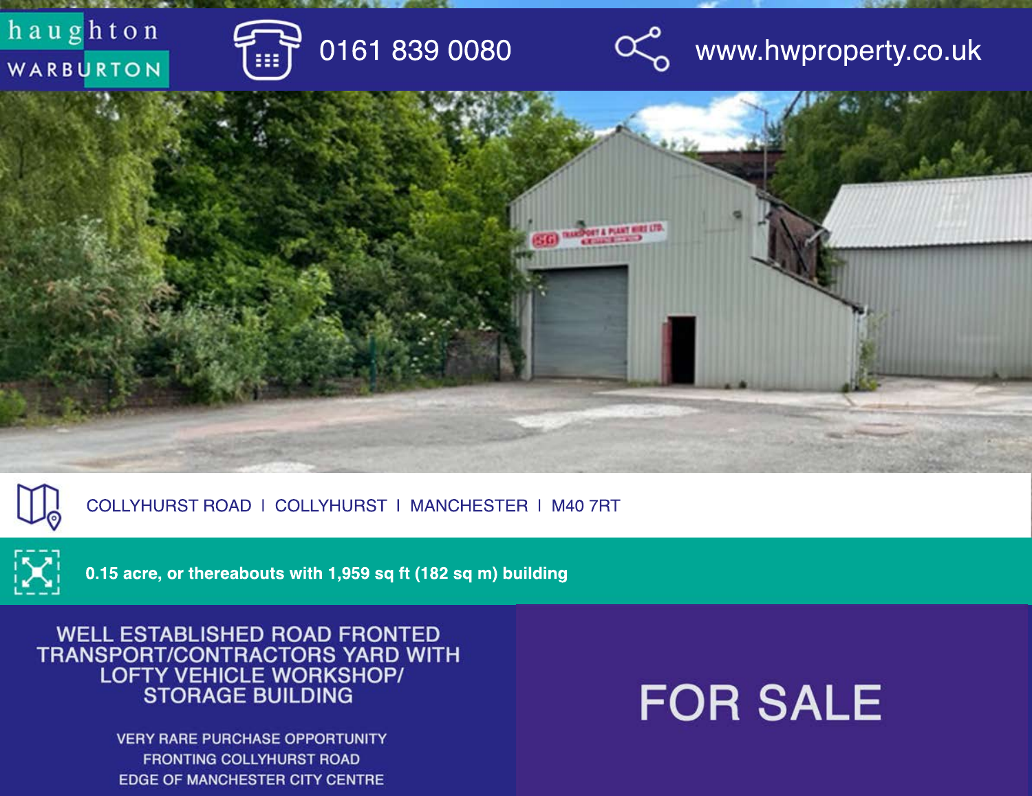haughton WARBURTON

0161 839 0080

www.hwproperty.co.uk

COLLYHURST ROAD | COLLYHURST | MANCHESTER | M40 7RT

**0.15 acre, or thereabouts with 1,959 sq ft (182 sq m) building**

# WELL ESTABLISHED ROAD FRONTED TRANSPORT/CONTRACTORS YARD WITH LOFTY VEHICLE WORKSHOP/ STORAGE BUILDING

VERY RARE PURCHASE OPPORTUNITY
FRONTING COLLYHURST ROAD
EDGE OF MANCHESTER CITY CENTRE

# FOR SALE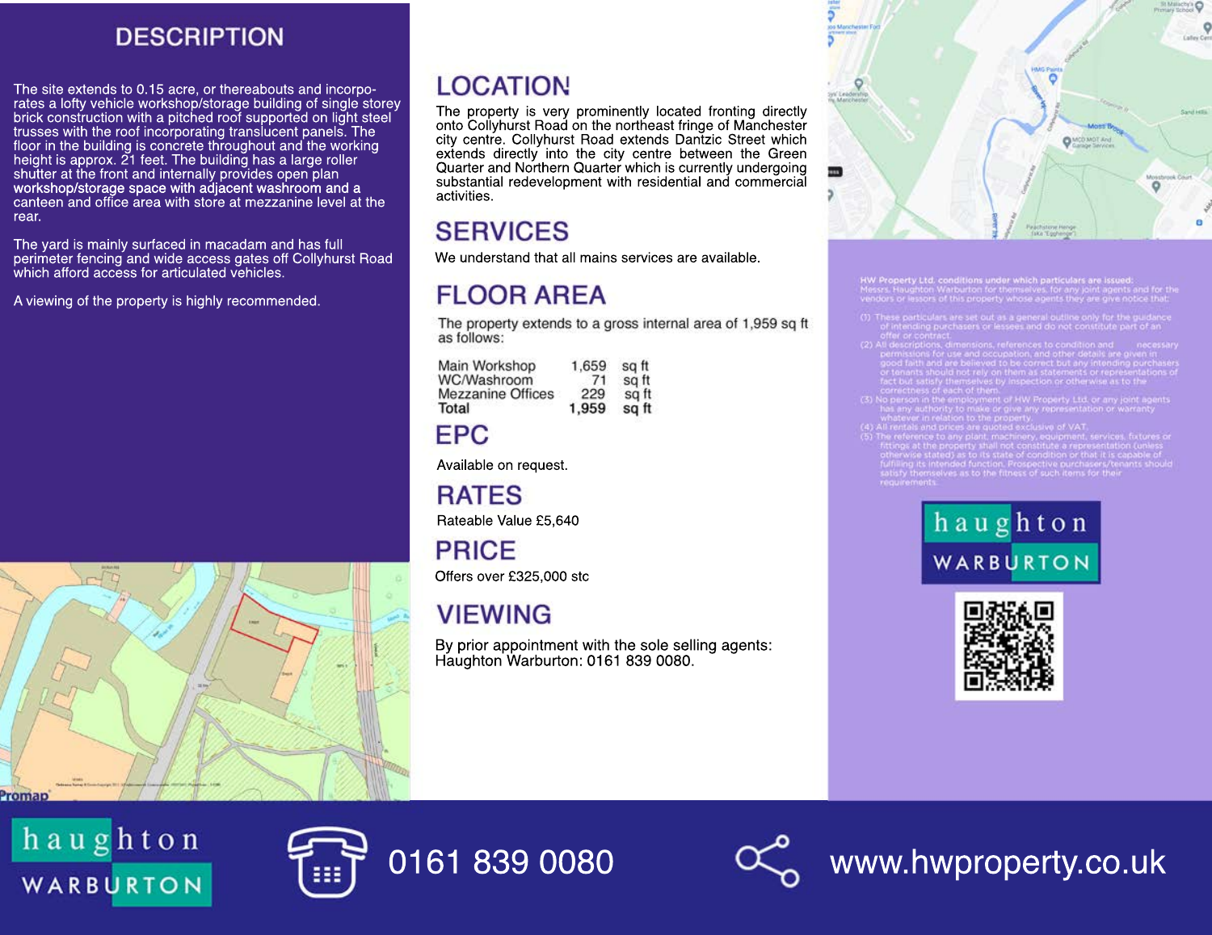## DESCRIPTION

The site extends to 0.15 acre, or thereabouts and incorporates a lofty vehicle workshop/storage building of single storey brick construction with a pitched roof supported on light steel trusses with the roof incorporating translucent panels. The floor in the building is concrete throughout and the working height is approx. 21 feet. The building has a large roller shutter at the front and internally provides open plan workshop/storage space with adjacent washroom and a canteen and office area with store at mezzanine level at the rear.

The yard is mainly surfaced in macadam and has full perimeter fencing and wide access gates off Collyhurst Road which afford access for articulated vehicles.

A viewing of the property is highly recommended.

## LOCATION

The property is very prominently located fronting directly onto Collyhurst Road on the northeast fringe of Manchester city centre. Collyhurst Road extends Dantzic Street which extends directly into the city centre between the Green Quarter and Northern Quarter which is currently undergoing substantial redevelopment with residential and commercial activities.

## SERVICES

We understand that all mains services are available.

## FLOOR AREA

The property extends to a gross internal area of 1,959 sq ft as follows:

| | | |
|---|---|---|
| Main Workshop | 1,659 | sq ft |
| WC/Washroom | 71 | sq ft |
| Mezzanine Offices | 229 | sq ft |
| Total | 1,959 | sq ft |

## EPC

Available on request.

## RATES

Rateable Value £5,640

## PRICE

Offers over £325,000 stc

## VIEWING

By prior appointment with the sole selling agents:
Haughton Warburton: 0161 839 0080.

**HW Property Ltd. conditions under which particulars are issued:**
Messrs. Haughton Warburton for themselves, for any joint agents and for the vendors or lessors of this property whose agents they are give notice that:

(1) These particulars are set out as a general outline only for the guidance of intending purchasers or lessees and do not constitute part of an offer or contract.
(2) All descriptions, dimensions, references to condition and necessary permissions for use and occupation, and other details are given in good faith and are believed to be correct but any intending purchasers or tenants should not rely on them as statements or representations of fact but satisfy themselves by inspection or otherwise as to the correctness of each of them.
(3) No person in the employment of HW Property Ltd. or any joint agents has any authority to make or give any representation or warranty whatever in relation to the property.
(4) All rentals and prices are quoted exclusive of VAT.
(5) The reference to any plant, machinery, equipment, services, fixtures or fittings at the property shall not constitute a representation (unless otherwise stated) as to its state of condition or that it is capable of fulfilling its intended function. Prospective purchasers/tenants should satisfy themselves as to the fitness of such items for their requirements.

haughton WARBURTON

0161 839 0080

www.hwproperty.co.uk